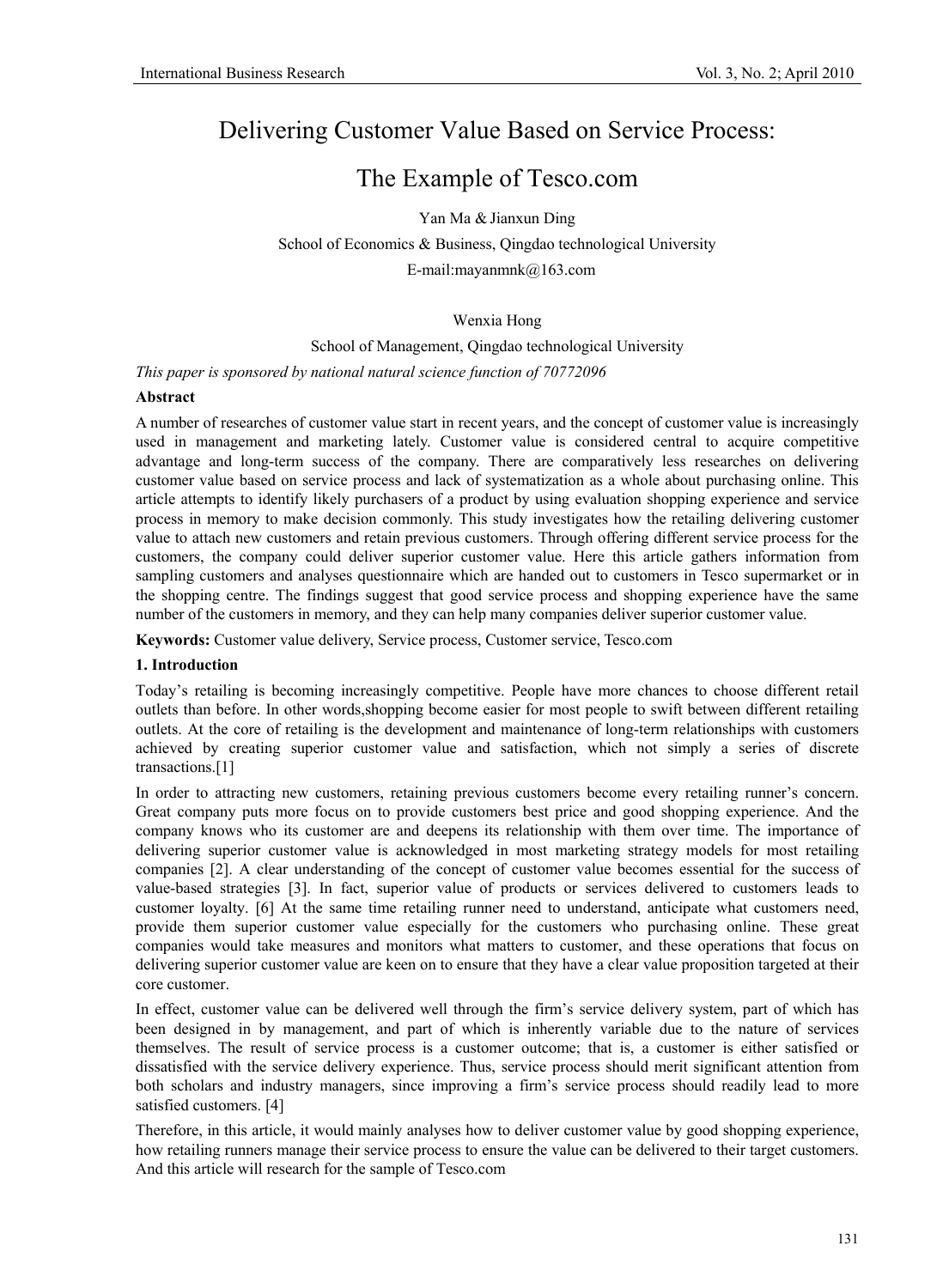# Delivering Customer Value Based on Service Process: The Example of Tesco.com

Yan Ma & Jianxun Ding

School of Economics & Business, Qingdao technological University

E-mail:mayanmnk@163.com

Wenxia Hong

School of Management, Qingdao technological University

*This paper is sponsored by national natural science function of 70772096*

**Abstract**

A number of researches of customer value start in recent years, and the concept of customer value is increasingly used in management and marketing lately. Customer value is considered central to acquire competitive advantage and long-term success of the company. There are comparatively less researches on delivering customer value based on service process and lack of systematization as a whole about purchasing online. This article attempts to identify likely purchasers of a product by using evaluation shopping experience and service process in memory to make decision commonly. This study investigates how the retailing delivering customer value to attach new customers and retain previous customers. Through offering different service process for the customers, the company could deliver superior customer value. Here this article gathers information from sampling customers and analyses questionnaire which are handed out to customers in Tesco supermarket or in the shopping centre. The findings suggest that good service process and shopping experience have the same number of the customers in memory, and they can help many companies deliver superior customer value.

**Keywords:** Customer value delivery, Service process, Customer service, Tesco.com

## 1. Introduction

Today's retailing is becoming increasingly competitive. People have more chances to choose different retail outlets than before. In other words,shopping become easier for most people to swift between different retailing outlets. At the core of retailing is the development and maintenance of long-term relationships with customers achieved by creating superior customer value and satisfaction, which not simply a series of discrete transactions.[1]

In order to attracting new customers, retaining previous customers become every retailing runner's concern. Great company puts more focus on to provide customers best price and good shopping experience. And the company knows who its customer are and deepens its relationship with them over time. The importance of delivering superior customer value is acknowledged in most marketing strategy models for most retailing companies [2]. A clear understanding of the concept of customer value becomes essential for the success of value-based strategies [3]. In fact, superior value of products or services delivered to customers leads to customer loyalty. [6] At the same time retailing runner need to understand, anticipate what customers need, provide them superior customer value especially for the customers who purchasing online. These great companies would take measures and monitors what matters to customer, and these operations that focus on delivering superior customer value are keen on to ensure that they have a clear value proposition targeted at their core customer.

In effect, customer value can be delivered well through the firm's service delivery system, part of which has been designed in by management, and part of which is inherently variable due to the nature of services themselves. The result of service process is a customer outcome; that is, a customer is either satisfied or dissatisfied with the service delivery experience. Thus, service process should merit significant attention from both scholars and industry managers, since improving a firm's service process should readily lead to more satisfied customers. [4]

Therefore, in this article, it would mainly analyses how to deliver customer value by good shopping experience, how retailing runners manage their service process to ensure the value can be delivered to their target customers. And this article will research for the sample of Tesco.com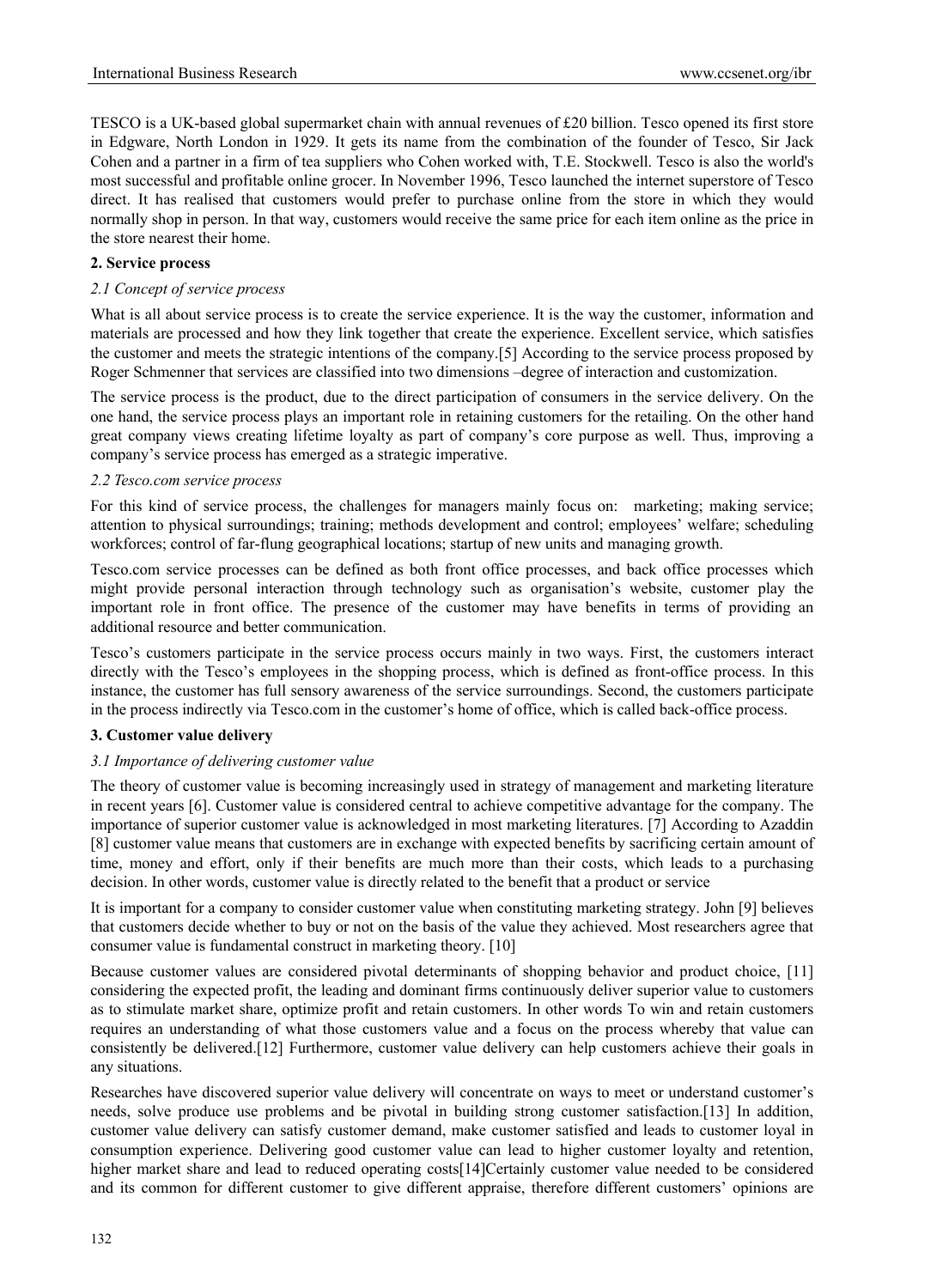TESCO is a UK-based global supermarket chain with annual revenues of £20 billion. Tesco opened its first store in Edgware, North London in 1929. It gets its name from the combination of the founder of Tesco, Sir Jack Cohen and a partner in a firm of tea suppliers who Cohen worked with, T.E. Stockwell. Tesco is also the world's most successful and profitable online grocer. In November 1996, Tesco launched the internet superstore of Tesco direct. It has realised that customers would prefer to purchase online from the store in which they would normally shop in person. In that way, customers would receive the same price for each item online as the price in the store nearest their home.

## 2. Service process

### *2.1 Concept of service process*

What is all about service process is to create the service experience. It is the way the customer, information and materials are processed and how they link together that create the experience. Excellent service, which satisfies the customer and meets the strategic intentions of the company.[5] According to the service process proposed by Roger Schmenner that services are classified into two dimensions –degree of interaction and customization.

The service process is the product, due to the direct participation of consumers in the service delivery. On the one hand, the service process plays an important role in retaining customers for the retailing. On the other hand great company views creating lifetime loyalty as part of company's core purpose as well. Thus, improving a company's service process has emerged as a strategic imperative.

### *2.2 Tesco.com service process*

For this kind of service process, the challenges for managers mainly focus on: marketing; making service; attention to physical surroundings; training; methods development and control; employees' welfare; scheduling workforces; control of far-flung geographical locations; startup of new units and managing growth.

Tesco.com service processes can be defined as both front office processes, and back office processes which might provide personal interaction through technology such as organisation's website, customer play the important role in front office. The presence of the customer may have benefits in terms of providing an additional resource and better communication.

Tesco's customers participate in the service process occurs mainly in two ways. First, the customers interact directly with the Tesco's employees in the shopping process, which is defined as front-office process. In this instance, the customer has full sensory awareness of the service surroundings. Second, the customers participate in the process indirectly via Tesco.com in the customer's home of office, which is called back-office process.

## 3. Customer value delivery

### *3.1 Importance of delivering customer value*

The theory of customer value is becoming increasingly used in strategy of management and marketing literature in recent years [6]. Customer value is considered central to achieve competitive advantage for the company. The importance of superior customer value is acknowledged in most marketing literatures. [7] According to Azaddin [8] customer value means that customers are in exchange with expected benefits by sacrificing certain amount of time, money and effort, only if their benefits are much more than their costs, which leads to a purchasing decision. In other words, customer value is directly related to the benefit that a product or service

It is important for a company to consider customer value when constituting marketing strategy. John [9] believes that customers decide whether to buy or not on the basis of the value they achieved. Most researchers agree that consumer value is fundamental construct in marketing theory. [10]

Because customer values are considered pivotal determinants of shopping behavior and product choice, [11] considering the expected profit, the leading and dominant firms continuously deliver superior value to customers as to stimulate market share, optimize profit and retain customers. In other words To win and retain customers requires an understanding of what those customers value and a focus on the process whereby that value can consistently be delivered.[12] Furthermore, customer value delivery can help customers achieve their goals in any situations.

Researches have discovered superior value delivery will concentrate on ways to meet or understand customer's needs, solve produce use problems and be pivotal in building strong customer satisfaction.[13] In addition, customer value delivery can satisfy customer demand, make customer satisfied and leads to customer loyal in consumption experience. Delivering good customer value can lead to higher customer loyalty and retention, higher market share and lead to reduced operating costs[14]Certainly customer value needed to be considered and its common for different customer to give different appraise, therefore different customers' opinions are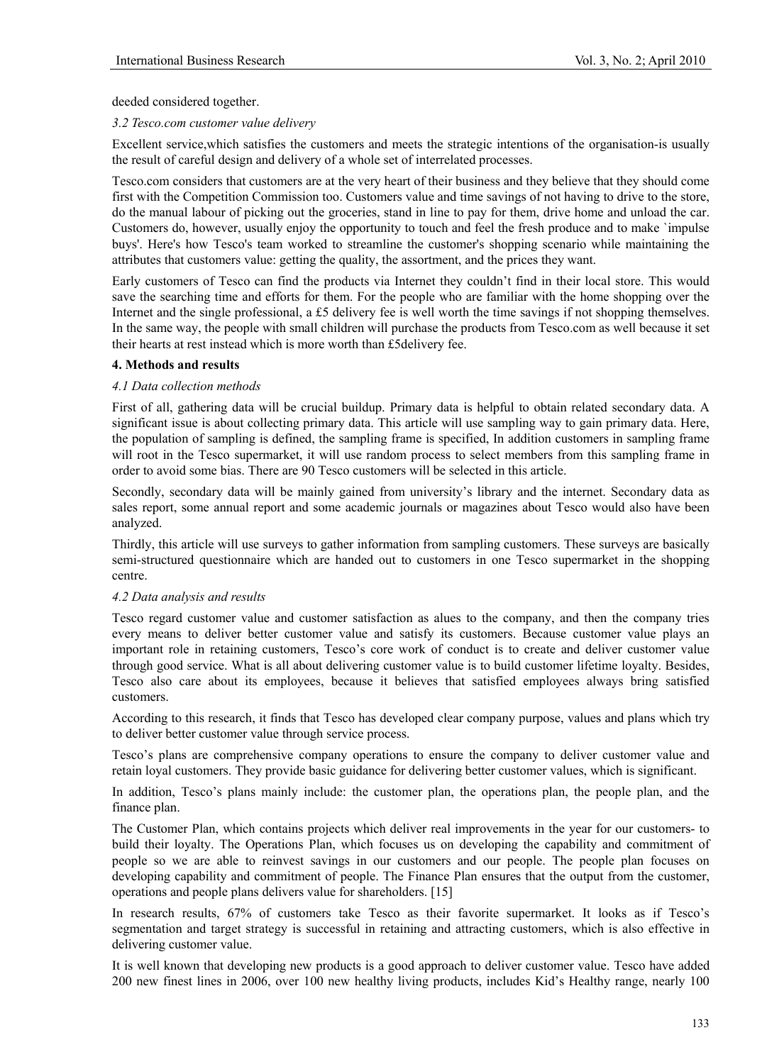deeded considered together.

### *3.2 Tesco.com customer value delivery*

Excellent service,which satisfies the customers and meets the strategic intentions of the organisation-is usually the result of careful design and delivery of a whole set of interrelated processes.

Tesco.com considers that customers are at the very heart of their business and they believe that they should come first with the Competition Commission too. Customers value and time savings of not having to drive to the store, do the manual labour of picking out the groceries, stand in line to pay for them, drive home and unload the car. Customers do, however, usually enjoy the opportunity to touch and feel the fresh produce and to make `impulse buys'. Here's how Tesco's team worked to streamline the customer's shopping scenario while maintaining the attributes that customers value: getting the quality, the assortment, and the prices they want.

Early customers of Tesco can find the products via Internet they couldn't find in their local store. This would save the searching time and efforts for them. For the people who are familiar with the home shopping over the Internet and the single professional, a £5 delivery fee is well worth the time savings if not shopping themselves. In the same way, the people with small children will purchase the products from Tesco.com as well because it set their hearts at rest instead which is more worth than £5delivery fee.

## **4. Methods and results**

### *4.1 Data collection methods*

First of all, gathering data will be crucial buildup. Primary data is helpful to obtain related secondary data. A significant issue is about collecting primary data. This article will use sampling way to gain primary data. Here, the population of sampling is defined, the sampling frame is specified, In addition customers in sampling frame will root in the Tesco supermarket, it will use random process to select members from this sampling frame in order to avoid some bias. There are 90 Tesco customers will be selected in this article.

Secondly, secondary data will be mainly gained from university's library and the internet. Secondary data as sales report, some annual report and some academic journals or magazines about Tesco would also have been analyzed.

Thirdly, this article will use surveys to gather information from sampling customers. These surveys are basically semi-structured questionnaire which are handed out to customers in one Tesco supermarket in the shopping centre.

### *4.2 Data analysis and results*

Tesco regard customer value and customer satisfaction as alues to the company, and then the company tries every means to deliver better customer value and satisfy its customers. Because customer value plays an important role in retaining customers, Tesco's core work of conduct is to create and deliver customer value through good service. What is all about delivering customer value is to build customer lifetime loyalty. Besides, Tesco also care about its employees, because it believes that satisfied employees always bring satisfied customers.

According to this research, it finds that Tesco has developed clear company purpose, values and plans which try to deliver better customer value through service process.

Tesco's plans are comprehensive company operations to ensure the company to deliver customer value and retain loyal customers. They provide basic guidance for delivering better customer values, which is significant.

In addition, Tesco's plans mainly include: the customer plan, the operations plan, the people plan, and the finance plan.

The Customer Plan, which contains projects which deliver real improvements in the year for our customers- to build their loyalty. The Operations Plan, which focuses us on developing the capability and commitment of people so we are able to reinvest savings in our customers and our people. The people plan focuses on developing capability and commitment of people. The Finance Plan ensures that the output from the customer, operations and people plans delivers value for shareholders. [15]

In research results, 67% of customers take Tesco as their favorite supermarket. It looks as if Tesco's segmentation and target strategy is successful in retaining and attracting customers, which is also effective in delivering customer value.

It is well known that developing new products is a good approach to deliver customer value. Tesco have added 200 new finest lines in 2006, over 100 new healthy living products, includes Kid's Healthy range, nearly 100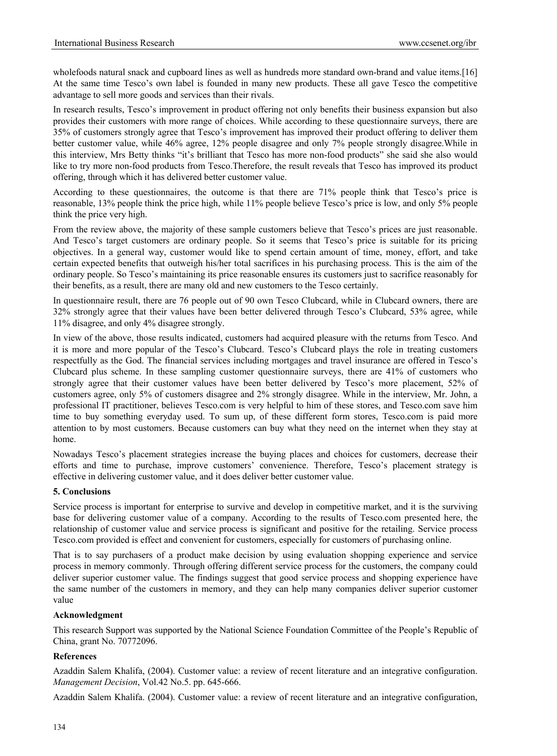wholefoods natural snack and cupboard lines as well as hundreds more standard own-brand and value items.[16] At the same time Tesco's own label is founded in many new products. These all gave Tesco the competitive advantage to sell more goods and services than their rivals.

In research results, Tesco's improvement in product offering not only benefits their business expansion but also provides their customers with more range of choices. While according to these questionnaire surveys, there are 35% of customers strongly agree that Tesco's improvement has improved their product offering to deliver them better customer value, while 46% agree, 12% people disagree and only 7% people strongly disagree.While in this interview, Mrs Betty thinks "it's brilliant that Tesco has more non-food products" she said she also would like to try more non-food products from Tesco.Therefore, the result reveals that Tesco has improved its product offering, through which it has delivered better customer value.

According to these questionnaires, the outcome is that there are 71% people think that Tesco's price is reasonable, 13% people think the price high, while 11% people believe Tesco's price is low, and only 5% people think the price very high.

From the review above, the majority of these sample customers believe that Tesco's prices are just reasonable. And Tesco's target customers are ordinary people. So it seems that Tesco's price is suitable for its pricing objectives. In a general way, customer would like to spend certain amount of time, money, effort, and take certain expected benefits that outweigh his/her total sacrifices in his purchasing process. This is the aim of the ordinary people. So Tesco's maintaining its price reasonable ensures its customers just to sacrifice reasonably for their benefits, as a result, there are many old and new customers to the Tesco certainly.

In questionnaire result, there are 76 people out of 90 own Tesco Clubcard, while in Clubcard owners, there are 32% strongly agree that their values have been better delivered through Tesco's Clubcard, 53% agree, while 11% disagree, and only 4% disagree strongly.

In view of the above, those results indicated, customers had acquired pleasure with the returns from Tesco. And it is more and more popular of the Tesco's Clubcard. Tesco's Clubcard plays the role in treating customers respectfully as the God. The financial services including mortgages and travel insurance are offered in Tesco's Clubcard plus scheme. In these sampling customer questionnaire surveys, there are 41% of customers who strongly agree that their customer values have been better delivered by Tesco's more placement, 52% of customers agree, only 5% of customers disagree and 2% strongly disagree. While in the interview, Mr. John, a professional IT practitioner, believes Tesco.com is very helpful to him of these stores, and Tesco.com save him time to buy something everyday used. To sum up, of these different form stores, Tesco.com is paid more attention to by most customers. Because customers can buy what they need on the internet when they stay at home.

Nowadays Tesco's placement strategies increase the buying places and choices for customers, decrease their efforts and time to purchase, improve customers' convenience. Therefore, Tesco's placement strategy is effective in delivering customer value, and it does deliver better customer value.

## 5. Conclusions

Service process is important for enterprise to survive and develop in competitive market, and it is the surviving base for delivering customer value of a company. According to the results of Tesco.com presented here, the relationship of customer value and service process is significant and positive for the retailing. Service process Tesco.com provided is effect and convenient for customers, especially for customers of purchasing online.

That is to say purchasers of a product make decision by using evaluation shopping experience and service process in memory commonly. Through offering different service process for the customers, the company could deliver superior customer value. The findings suggest that good service process and shopping experience have the same number of the customers in memory, and they can help many companies deliver superior customer value

## Acknowledgment

This research Support was supported by the National Science Foundation Committee of the People's Republic of China, grant No. 70772096.

## References

Azaddin Salem Khalifa, (2004). Customer value: a review of recent literature and an integrative configuration. *Management Decision*, Vol.42 No.5. pp. 645-666.

Azaddin Salem Khalifa. (2004). Customer value: a review of recent literature and an integrative configuration,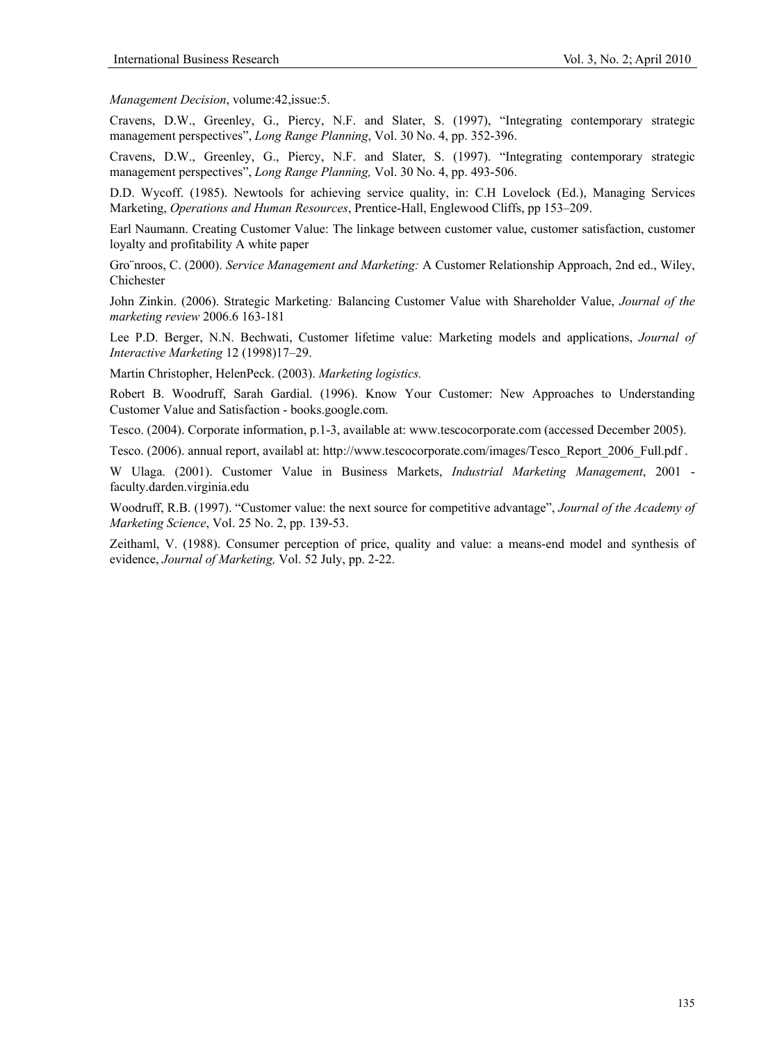*Management Decision*, volume:42,issue:5.

Cravens, D.W., Greenley, G., Piercy, N.F. and Slater, S. (1997), "Integrating contemporary strategic management perspectives", *Long Range Planning*, Vol. 30 No. 4, pp. 352-396.

Cravens, D.W., Greenley, G., Piercy, N.F. and Slater, S. (1997). "Integrating contemporary strategic management perspectives", *Long Range Planning,* Vol. 30 No. 4, pp. 493-506.

D.D. Wycoff. (1985). Newtools for achieving service quality, in: C.H Lovelock (Ed.), Managing Services Marketing, *Operations and Human Resources*, Prentice-Hall, Englewood Cliffs, pp 153–209.

Earl Naumann. Creating Customer Value: The linkage between customer value, customer satisfaction, customer loyalty and profitability A white paper

Gro¨nroos, C. (2000). *Service Management and Marketing:* A Customer Relationship Approach, 2nd ed., Wiley, Chichester

John Zinkin. (2006). Strategic Marketing*:* Balancing Customer Value with Shareholder Value, *Journal of the marketing review* 2006.6 163-181

Lee P.D. Berger, N.N. Bechwati, Customer lifetime value: Marketing models and applications, *Journal of Interactive Marketing* 12 (1998)17–29.

Martin Christopher, HelenPeck. (2003). *Marketing logistics.*

Robert B. Woodruff, Sarah Gardial. (1996). Know Your Customer: New Approaches to Understanding Customer Value and Satisfaction - books.google.com.

Tesco. (2004). Corporate information, p.1-3, available at: www.tescocorporate.com (accessed December 2005).

Tesco. (2006). annual report, availabl at: http://www.tescocorporate.com/images/Tesco_Report_2006_Full.pdf .

W Ulaga. (2001). Customer Value in Business Markets, *Industrial Marketing Management*, 2001 - faculty.darden.virginia.edu

Woodruff, R.B. (1997). "Customer value: the next source for competitive advantage", *Journal of the Academy of Marketing Science*, Vol. 25 No. 2, pp. 139-53.

Zeithaml, V. (1988). Consumer perception of price, quality and value: a means-end model and synthesis of evidence, *Journal of Marketing,* Vol. 52 July, pp. 2-22.